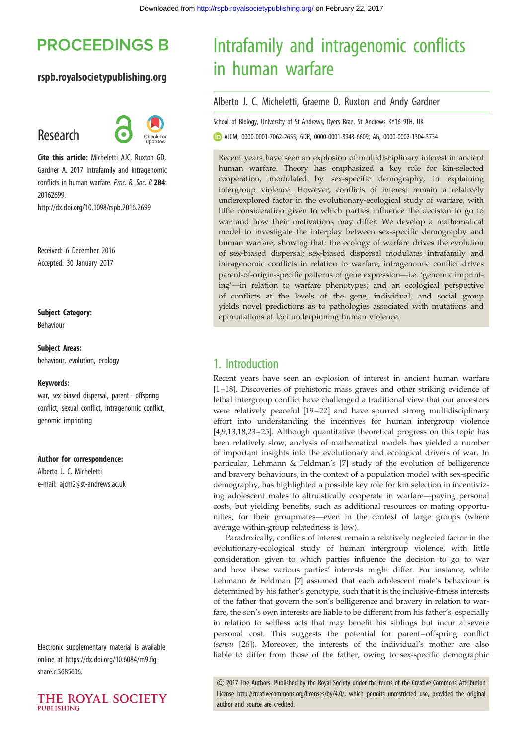# Intrafamily and intragenomic conflicts in human warfare

Alberto J. C. Micheletti, Graeme D. Ruxton and Andy Gardner

School of Biology, University of St Andrews, Dyers Brae, St Andrews KY16 9TH, UK

AJCM, 0000-0001-7062-2655; GDR, 0000-0001-8943-6609; AG, 0000-0002-1304-3734

**Research**

**Cite this article:** Micheletti AJC, Ruxton GD, Gardner A. 2017 Intrafamily and intragenomic conflicts in human warfare. *Proc. R. Soc. B* **284**: 20162699. http://dx.doi.org/10.1098/rspb.2016.2699

Received: 6 December 2016
Accepted: 30 January 2017

**Subject Category:**
Behaviour

**Subject Areas:**
behaviour, evolution, ecology

**Keywords:**
war, sex-biased dispersal, parent–offspring conflict, sexual conflict, intragenomic conflict, genomic imprinting

**Author for correspondence:**
Alberto J. C. Micheletti
e-mail: ajcm2@st-andrews.ac.uk

Electronic supplementary material is available online at https://dx.doi.org/10.6084/m9.figshare.c.3685606.

Recent years have seen an explosion of multidisciplinary interest in ancient human warfare. Theory has emphasized a key role for kin-selected cooperation, modulated by sex-specific demography, in explaining intergroup violence. However, conflicts of interest remain a relatively underexplored factor in the evolutionary-ecological study of warfare, with little consideration given to which parties influence the decision to go to war and how their motivations may differ. We develop a mathematical model to investigate the interplay between sex-specific demography and human warfare, showing that: the ecology of warfare drives the evolution of sex-biased dispersal; sex-biased dispersal modulates intrafamily and intragenomic conflicts in relation to warfare; intragenomic conflict drives parent-of-origin-specific patterns of gene expression—i.e. 'genomic imprinting'—in relation to warfare phenotypes; and an ecological perspective of conflicts at the levels of the gene, individual, and social group yields novel predictions as to pathologies associated with mutations and epimutations at loci underpinning human violence.

## 1. Introduction

Recent years have seen an explosion of interest in ancient human warfare [1–18]. Discoveries of prehistoric mass graves and other striking evidence of lethal intergroup conflict have challenged a traditional view that our ancestors were relatively peaceful [19–22] and have spurred strong multidisciplinary effort into understanding the incentives for human intergroup violence [4,9,13,18,23–25]. Although quantitative theoretical progress on this topic has been relatively slow, analysis of mathematical models has yielded a number of important insights into the evolutionary and ecological drivers of war. In particular, Lehmann & Feldman's [7] study of the evolution of belligerence and bravery behaviours, in the context of a population model with sex-specific demography, has highlighted a possible key role for kin selection in incentivizing adolescent males to altruistically cooperate in warfare—paying personal costs, but yielding benefits, such as additional resources or mating opportunities, for their groupmates—even in the context of large groups (where average within-group relatedness is low).

Paradoxically, conflicts of interest remain a relatively neglected factor in the evolutionary-ecological study of human intergroup violence, with little consideration given to which parties influence the decision to go to war and how these various parties' interests might differ. For instance, while Lehmann & Feldman [7] assumed that each adolescent male's behaviour is determined by his father's genotype, such that it is the inclusive-fitness interests of the father that govern the son's belligerence and bravery in relation to warfare, the son's own interests are liable to be different from his father's, especially in relation to selfless acts that may benefit his siblings but incur a severe personal cost. This suggests the potential for parent–offspring conflict (*sensu* [26]). Moreover, the interests of the individual's mother are also liable to differ from those of the father, owing to sex-specific demographic

© 2017 The Authors. Published by the Royal Society under the terms of the Creative Commons Attribution License http://creativecommons.org/licenses/by/4.0/, which permits unrestricted use, provided the original author and source are credited.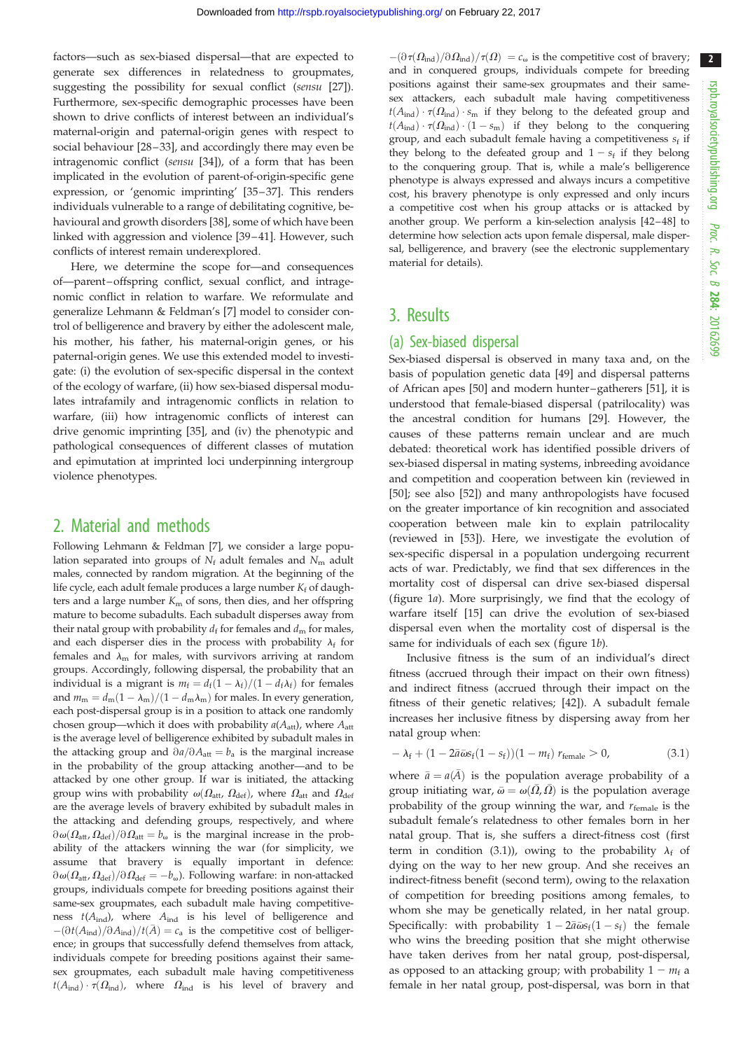factors—such as sex-biased dispersal—that are expected to generate sex differences in relatedness to groupmates, suggesting the possibility for sexual conflict (*sensu* [27]). Furthermore, sex-specific demographic processes have been shown to drive conflicts of interest between an individual's maternal-origin and paternal-origin genes with respect to social behaviour [28–33], and accordingly there may even be intragenomic conflict (*sensu* [34]), of a form that has been implicated in the evolution of parent-of-origin-specific gene expression, or 'genomic imprinting' [35–37]. This renders individuals vulnerable to a range of debilitating cognitive, behavioural and growth disorders [38], some of which have been linked with aggression and violence [39–41]. However, such conflicts of interest remain underexplored.

Here, we determine the scope for—and consequences of—parent–offspring conflict, sexual conflict, and intragenomic conflict in relation to warfare. We reformulate and generalize Lehmann & Feldman's [7] model to consider control of belligerence and bravery by either the adolescent male, his mother, his father, his maternal-origin genes, or his paternal-origin genes. We use this extended model to investigate: (i) the evolution of sex-specific dispersal in the context of the ecology of warfare, (ii) how sex-biased dispersal modulates intrafamily and intragenomic conflicts in relation to warfare, (iii) how intragenomic conflicts of interest can drive genomic imprinting [35], and (iv) the phenotypic and pathological consequences of different classes of mutation and epimutation at imprinted loci underpinning intergroup violence phenotypes.

## 2. Material and methods

Following Lehmann & Feldman [7], we consider a large population separated into groups of $N_f$ adult females and $N_m$ adult males, connected by random migration. At the beginning of the life cycle, each adult female produces a large number $K_f$ of daughters and a large number $K_m$ of sons, then dies, and her offspring mature to become subadults. Each subadult disperses away from their natal group with probability $d_f$ for females and $d_m$ for males, and each disperser dies in the process with probability $\lambda_f$ for females and $\lambda_m$ for males, with survivors arriving at random groups. Accordingly, following dispersal, the probability that an individual is a migrant is $m_f = d_f(1-\lambda_f)/(1-d_f\lambda_f)$ for females and $m_m = d_m(1-\lambda_m)/(1-d_m\lambda_m)$ for males. In every generation, each post-dispersal group is in a position to attack one randomly chosen group—which it does with probability $a(A_{att})$, where $A_{att}$ is the average level of belligerence exhibited by subadult males in the attacking group and $\partial a/\partial A_{att} = b_a$ is the marginal increase in the probability of the group attacking another—and to be attacked by one other group. If war is initiated, the attacking group wins with probability $\omega(\Omega_{att}, \Omega_{def})$, where $\Omega_{att}$ and $\Omega_{def}$ are the average levels of bravery exhibited by subadult males in the attacking and defending groups, respectively, and where $\partial\omega(\Omega_{att}, \Omega_{def})/\partial\Omega_{att} = b_\omega$ is the marginal increase in the probability of the attackers winning the war (for simplicity, we assume that bravery is equally important in defence: $\partial\omega(\Omega_{att}, \Omega_{def})/\partial\Omega_{def} = -b_\omega$). Following warfare: in non-attacked groups, individuals compete for breeding positions against their same-sex groupmates, each subadult male having competitiveness $t(A_{ind})$, where $A_{ind}$ is his level of belligerence and $-(\partial t(A_{ind})/\partial A_{ind})/t(\bar{A}) = c_a$ is the competitive cost of belligerence; in groups that successfully defend themselves from attack, individuals compete for breeding positions against their same-sex groupmates, each subadult male having competitiveness $t(A_{ind}) \cdot \tau(\Omega_{ind})$, where $\Omega_{ind}$ is his level of bravery and $-(\partial\tau(\Omega_{ind})/\partial\Omega_{ind})/\tau(\bar{\Omega}) = c_\omega$ is the competitive cost of bravery; and in conquered groups, individuals compete for breeding positions against their same-sex groupmates and their same-sex attackers, each subadult male having competitiveness $t(A_{ind}) \cdot \tau(\Omega_{ind}) \cdot s_m$ if they belong to the defeated group and $t(A_{ind}) \cdot \tau(\Omega_{ind}) \cdot (1-s_m)$ if they belong to the conquering group, and each subadult female having a competitiveness $s_f$ if they belong to the defeated group and $1-s_f$ if they belong to the conquering group. That is, while a male's belligerence phenotype is always expressed and always incurs a competitive cost, his bravery phenotype is only expressed and only incurs a competitive cost when his group attacks or is attacked by another group. We perform a kin-selection analysis [42–48] to determine how selection acts upon female dispersal, male dispersal, belligerence, and bravery (see the electronic supplementary material for details).

## 3. Results

### (a) Sex-biased dispersal

Sex-biased dispersal is observed in many taxa and, on the basis of population genetic data [49] and dispersal patterns of African apes [50] and modern hunter–gatherers [51], it is understood that female-biased dispersal (patrilocality) was the ancestral condition for humans [29]. However, the causes of these patterns remain unclear and are much debated: theoretical work has identified possible drivers of sex-biased dispersal in mating systems, inbreeding avoidance and competition and cooperation between kin (reviewed in [50]; see also [52]) and many anthropologists have focused on the greater importance of kin recognition and associated cooperation between male kin to explain patrilocality (reviewed in [53]). Here, we investigate the evolution of sex-specific dispersal in a population undergoing recurrent acts of war. Predictably, we find that sex differences in the mortality cost of dispersal can drive sex-biased dispersal (figure 1*a*). More surprisingly, we find that the ecology of warfare itself [15] can drive the evolution of sex-biased dispersal even when the mortality cost of dispersal is the same for individuals of each sex (figure 1*b*).

Inclusive fitness is the sum of an individual's direct fitness (accrued through their impact on their own fitness) and indirect fitness (accrued through their impact on the fitness of their genetic relatives; [42]). A subadult female increases her inclusive fitness by dispersing away from her natal group when:

$$-\lambda_f + (1 - 2\bar{a}\bar{\omega}s_f(1-s_f))(1-m_f)\, r_{\text{female}} > 0, \tag{3.1}$$

where $\bar{a} = a(\bar{A})$ is the population average probability of a group initiating war, $\bar{\omega} = \omega(\bar{\Omega}, \bar{\Omega})$ is the population average probability of the group winning the war, and $r_{\text{female}}$ is the subadult female's relatedness to other females born in her natal group. That is, she suffers a direct-fitness cost (first term in condition (3.1)), owing to the probability $\lambda_f$ of dying on the way to her new group. And she receives an indirect-fitness benefit (second term), owing to the relaxation of competition for breeding positions among females, to whom she may be genetically related, in her natal group. Specifically: with probability $1 - 2\bar{a}\bar{\omega}s_f(1-s_f)$ the female who wins the breeding position that she might otherwise have taken derives from her natal group, post-dispersal, as opposed to an attacking group; with probability $1-m_f$ a female in her natal group, post-dispersal, was born in that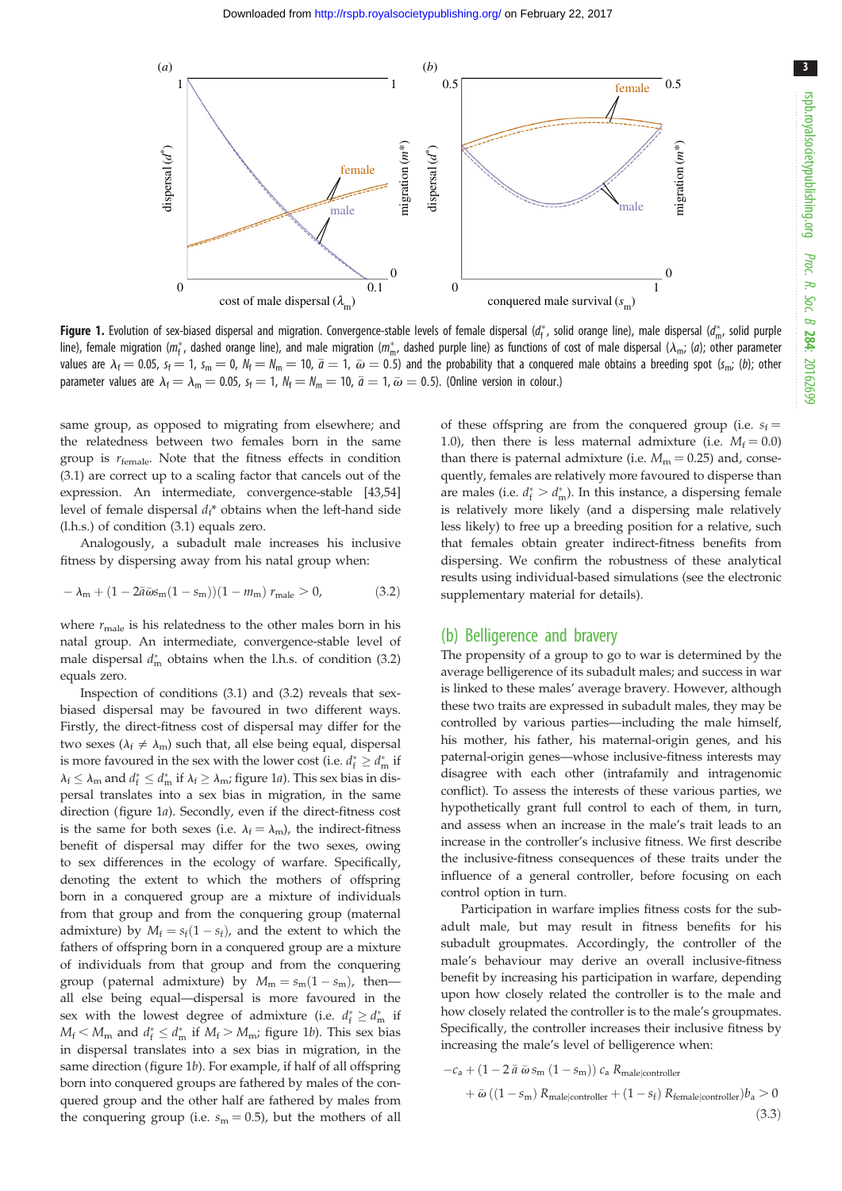**Figure 1.** Evolution of sex-biased dispersal and migration. Convergence-stable levels of female dispersal ($d_f^*$, solid orange line), male dispersal ($d_m^*$, solid purple line), female migration ($m_f^*$, dashed orange line), and male migration ($m_m^*$, dashed purple line) as functions of cost of male dispersal ($\lambda_m$; (*a*); other parameter values are $\lambda_f = 0.05$, $s_f = 1$, $s_m = 0$, $N_f = N_m = 10$, $\bar{a} = 1$, $\bar{\omega} = 0.5$) and the probability that a conquered male obtains a breeding spot ($s_m$; (*b*); other parameter values are $\lambda_f = \lambda_m = 0.05$, $s_f = 1$, $N_f = N_m = 10$, $\bar{a} = 1$, $\bar{\omega} = 0.5$). (Online version in colour.)

same group, as opposed to migrating from elsewhere; and the relatedness between two females born in the same group is $r_{\text{female}}$. Note that the fitness effects in condition (3.1) are correct up to a scaling factor that cancels out of the expression. An intermediate, convergence-stable [43,54] level of female dispersal $d_f^*$ obtains when the left-hand side (l.h.s.) of condition (3.1) equals zero.

Analogously, a subadult male increases his inclusive fitness by dispersing away from his natal group when:

$$-\lambda_m + (1 - 2\bar{a}\bar{\omega}s_m(1 - s_m))(1 - m_m)\, r_{\text{male}} > 0, \tag{3.2}$$

where $r_{\text{male}}$ is his relatedness to the other males born in his natal group. An intermediate, convergence-stable level of male dispersal $d_m^*$ obtains when the l.h.s. of condition (3.2) equals zero.

Inspection of conditions (3.1) and (3.2) reveals that sex-biased dispersal may be favoured in two different ways. Firstly, the direct-fitness cost of dispersal may differ for the two sexes ($\lambda_f \neq \lambda_m$) such that, all else being equal, dispersal is more favoured in the sex with the lower cost (i.e. $d_f^* \geq d_m^*$ if $\lambda_f \leq \lambda_m$ and $d_f^* \leq d_m^*$ if $\lambda_f \geq \lambda_m$; figure 1*a*). This sex bias in dispersal translates into a sex bias in migration, in the same direction (figure 1*a*). Secondly, even if the direct-fitness cost is the same for both sexes (i.e. $\lambda_f = \lambda_m$), the indirect-fitness benefit of dispersal may differ for the two sexes, owing to sex differences in the ecology of warfare. Specifically, denoting the extent to which the mothers of offspring born in a conquered group are a mixture of individuals from that group and from the conquering group (maternal admixture) by $M_f = s_f(1 - s_f)$, and the extent to which the fathers of offspring born in a conquered group are a mixture of individuals from that group and from the conquering group (paternal admixture) by $M_m = s_m(1 - s_m)$, then—all else being equal—dispersal is more favoured in the sex with the lowest degree of admixture (i.e. $d_f^* \geq d_m^*$ if $M_f < M_m$ and $d_f^* \leq d_m^*$ if $M_f > M_m$; figure 1*b*). This sex bias in dispersal translates into a sex bias in migration, in the same direction (figure 1*b*). For example, if half of all offspring born into conquered groups are fathered by males of the conquered group and the other half are fathered by males from the conquering group (i.e. $s_m = 0.5$), but the mothers of all of these offspring are from the conquered group (i.e. $s_f = 1.0$), then there is less maternal admixture (i.e. $M_f = 0.0$) than there is paternal admixture (i.e. $M_m = 0.25$) and, consequently, females are relatively more favoured to disperse than are males (i.e. $d_f^* > d_m^*$). In this instance, a dispersing female is relatively more likely (and a dispersing male relatively less likely) to free up a breeding position for a relative, such that females obtain greater indirect-fitness benefits from dispersing. We confirm the robustness of these analytical results using individual-based simulations (see the electronic supplementary material for details).

## (b) Belligerence and bravery

The propensity of a group to go to war is determined by the average belligerence of its subadult males; and success in war is linked to these males' average bravery. However, although these two traits are expressed in subadult males, they may be controlled by various parties—including the male himself, his mother, his father, his maternal-origin genes, and his paternal-origin genes—whose inclusive-fitness interests may disagree with each other (intrafamily and intragenomic conflict). To assess the interests of these various parties, we hypothetically grant full control to each of them, in turn, and assess when an increase in the male's trait leads to an increase in the controller's inclusive fitness. We first describe the inclusive-fitness consequences of these traits under the influence of a general controller, before focusing on each control option in turn.

Participation in warfare implies fitness costs for the subadult male, but may result in fitness benefits for his subadult groupmates. Accordingly, the controller of the male's behaviour may derive an overall inclusive-fitness benefit by increasing his participation in warfare, depending upon how closely related the controller is to the male and how closely related the controller is to the male's groupmates. Specifically, the controller increases their inclusive fitness by increasing the male's level of belligerence when:

$$\begin{aligned} &-c_a + (1 - 2\,\bar{a}\,\bar{\omega}\,s_m\,(1 - s_m))\,c_a\,R_{\text{male|controller}} \\ &\quad + \bar{\omega}\,((1 - s_m)\,R_{\text{male|controller}} + (1 - s_f)\,R_{\text{female|controller}})b_a > 0 \end{aligned} \tag{3.3}$$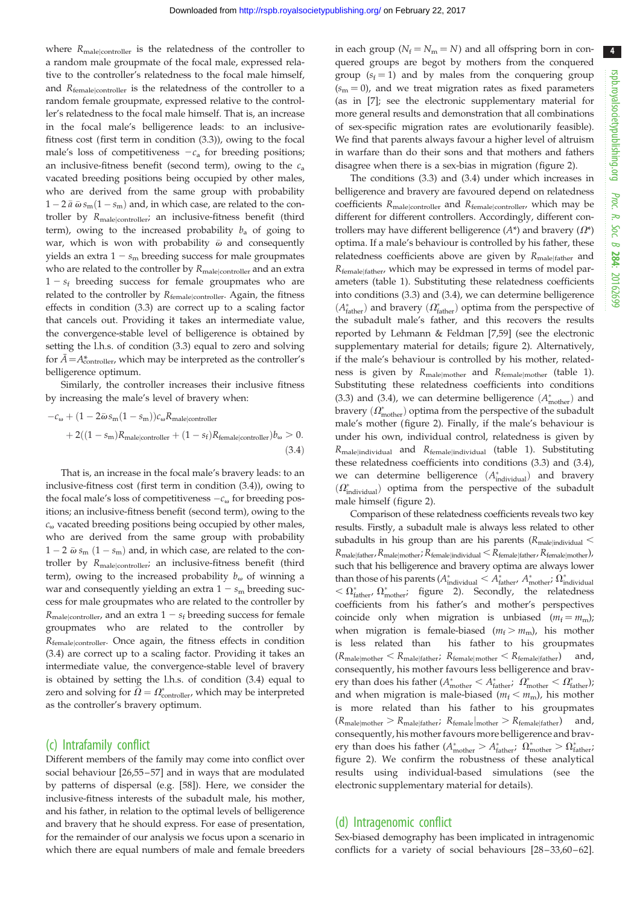where $R_{\text{male|controller}}$ is the relatedness of the controller to a random male groupmate of the focal male, expressed relative to the controller's relatedness to the focal male himself, and $R_{\text{female|controller}}$ is the relatedness of the controller to a random female groupmate, expressed relative to the controller's relatedness to the focal male himself. That is, an increase in the focal male's belligerence leads: to an inclusive-fitness cost (first term in condition (3.3)), owing to the focal male's loss of competitiveness $-c_a$ for breeding positions; an inclusive-fitness benefit (second term), owing to the $c_a$ vacated breeding positions being occupied by other males, who are derived from the same group with probability $1-2\bar{a}\,\bar{\omega}\,s_m(1-s_m)$ and, in which case, are related to the controller by $R_{\text{male|controller}}$; an inclusive-fitness benefit (third term), owing to the increased probability $b_a$ of going to war, which is won with probability $\bar{\omega}$ and consequently yields an extra $1-s_m$ breeding success for male groupmates who are related to the controller by $R_{\text{male|controller}}$ and an extra $1-s_f$ breeding success for female groupmates who are related to the controller by $R_{\text{female|controller}}$. Again, the fitness effects in condition (3.3) are correct up to a scaling factor that cancels out. Providing it takes an intermediate value, the convergence-stable level of belligerence is obtained by setting the l.h.s. of condition (3.3) equal to zero and solving for $\bar{A}=A^{*}_{\text{controller}}$, which may be interpreted as the controller's belligerence optimum.

Similarly, the controller increases their inclusive fitness by increasing the male's level of bravery when:

$$-c_\omega+(1-2\bar{\omega}s_m(1-s_m))c_\omega R_{\text{male|controller}} + 2((1-s_m)R_{\text{male|controller}}+(1-s_f)R_{\text{female|controller}})b_\omega>0. \tag{3.4}$$

That is, an increase in the focal male's bravery leads: to an inclusive-fitness cost (first term in condition (3.4)), owing to the focal male's loss of competitiveness $-c_\omega$ for breeding positions; an inclusive-fitness benefit (second term), owing to the $c_\omega$ vacated breeding positions being occupied by other males, who are derived from the same group with probability $1-2\,\bar{\omega}\,s_m\,(1-s_m)$ and, in which case, are related to the controller by $R_{\text{male|controller}}$; an inclusive-fitness benefit (third term), owing to the increased probability $b_\omega$ of winning a war and consequently yielding an extra $1-s_m$ breeding success for male groupmates who are related to the controller by $R_{\text{male|controller}}$, and an extra $1-s_f$ breeding success for female groupmates who are related to the controller by $R_{\text{female|controller}}$. Once again, the fitness effects in condition (3.4) are correct up to a scaling factor. Providing it takes an intermediate value, the convergence-stable level of bravery is obtained by setting the l.h.s. of condition (3.4) equal to zero and solving for $\bar{\Omega}=\Omega^{*}_{\text{controller}}$, which may be interpreted as the controller's bravery optimum.

## (c) Intrafamily conflict

Different members of the family may come into conflict over social behaviour [26,55–57] and in ways that are modulated by patterns of dispersal (e.g. [58]). Here, we consider the inclusive-fitness interests of the subadult male, his mother, and his father, in relation to the optimal levels of belligerence and bravery that he should express. For ease of presentation, for the remainder of our analysis we focus upon a scenario in which there are equal numbers of male and female breeders in each group ($N_f=N_m=N$) and all offspring born in conquered groups are begot by mothers from the conquered group ($s_f=1$) and by males from the conquering group ($s_m=0$), and we treat migration rates as fixed parameters (as in [7]; see the electronic supplementary material for more general results and demonstration that all combinations of sex-specific migration rates are evolutionarily feasible). We find that parents always favour a higher level of altruism in warfare than do their sons and that mothers and fathers disagree when there is a sex-bias in migration (figure 2).

The conditions (3.3) and (3.4) under which increases in belligerence and bravery are favoured depend on relatedness coefficients $R_{\text{male|controller}}$ and $R_{\text{female|controller}}$, which may be different for different controllers. Accordingly, different controllers may have different belligerence ($A^*$) and bravery ($\Omega^*$) optima. If a male's behaviour is controlled by his father, these relatedness coefficients above are given by $R_{\text{male|father}}$ and $R_{\text{female|father}}$, which may be expressed in terms of model parameters (table 1). Substituting these relatedness coefficients into conditions (3.3) and (3.4), we can determine belligerence ($A^{*}_{\text{father}}$) and bravery ($\Omega^{*}_{\text{father}}$) optima from the perspective of the subadult male's father, and this recovers the results reported by Lehmann & Feldman [7,59] (see the electronic supplementary material for details; figure 2). Alternatively, if the male's behaviour is controlled by his mother, relatedness is given by $R_{\text{male|mother}}$ and $R_{\text{female|mother}}$ (table 1). Substituting these relatedness coefficients into conditions (3.3) and (3.4), we can determine belligerence ($A^{*}_{\text{mother}}$) and bravery ($\Omega^{*}_{\text{mother}}$) optima from the perspective of the subadult male's mother (figure 2). Finally, if the male's behaviour is under his own, individual control, relatedness is given by $R_{\text{male|individual}}$ and $R_{\text{female|individual}}$ (table 1). Substituting these relatedness coefficients into conditions (3.3) and (3.4), we can determine belligerence ($A^{*}_{\text{individual}}$) and bravery ($\Omega^{*}_{\text{individual}}$) optima from the perspective of the subadult male himself (figure 2).

Comparison of these relatedness coefficients reveals two key results. Firstly, a subadult male is always less related to other subadults in his group than are his parents ($R_{\text{male|individual}} < R_{\text{male|father}}, R_{\text{male|mother}}$; $R_{\text{female|individual}} < R_{\text{female|father}}, R_{\text{female|mother}}$), such that his belligerence and bravery optima are always lower than those of his parents ($A^{*}_{\text{individual}} < A^{*}_{\text{father}}, A^{*}_{\text{mother}}$; $\Omega^{*}_{\text{individual}} < \Omega^{*}_{\text{father}}, \Omega^{*}_{\text{mother}}$; figure 2). Secondly, the relatedness coefficients from his father's and mother's perspectives coincide only when migration is unbiased ($m_f=m_m$); when migration is female-biased ($m_f>m_m$), his mother is less related than his father to his groupmates ($R_{\text{male|mother}} < R_{\text{male|father}}$; $R_{\text{female|mother}} < R_{\text{female|father}}$) and, consequently, his mother favours less belligerence and bravery than does his father ($A^{*}_{\text{mother}} < A^{*}_{\text{father}}$; $\Omega^{*}_{\text{mother}} < \Omega^{*}_{\text{father}}$); and when migration is male-biased ($m_f<m_m$), his mother is more related than his father to his groupmates ($R_{\text{male|mother}} > R_{\text{male|father}}$; $R_{\text{female|mother}} > R_{\text{female|father}}$) and, consequently, his mother favours more belligerence and bravery than does his father ($A^{*}_{\text{mother}} > A^{*}_{\text{father}}$; $\Omega^{*}_{\text{mother}} > \Omega^{*}_{\text{father}}$; figure 2). We confirm the robustness of these analytical results using individual-based simulations (see the electronic supplementary material for details).

## (d) Intragenomic conflict

Sex-biased demography has been implicated in intragenomic conflicts for a variety of social behaviours [28–33,60–62].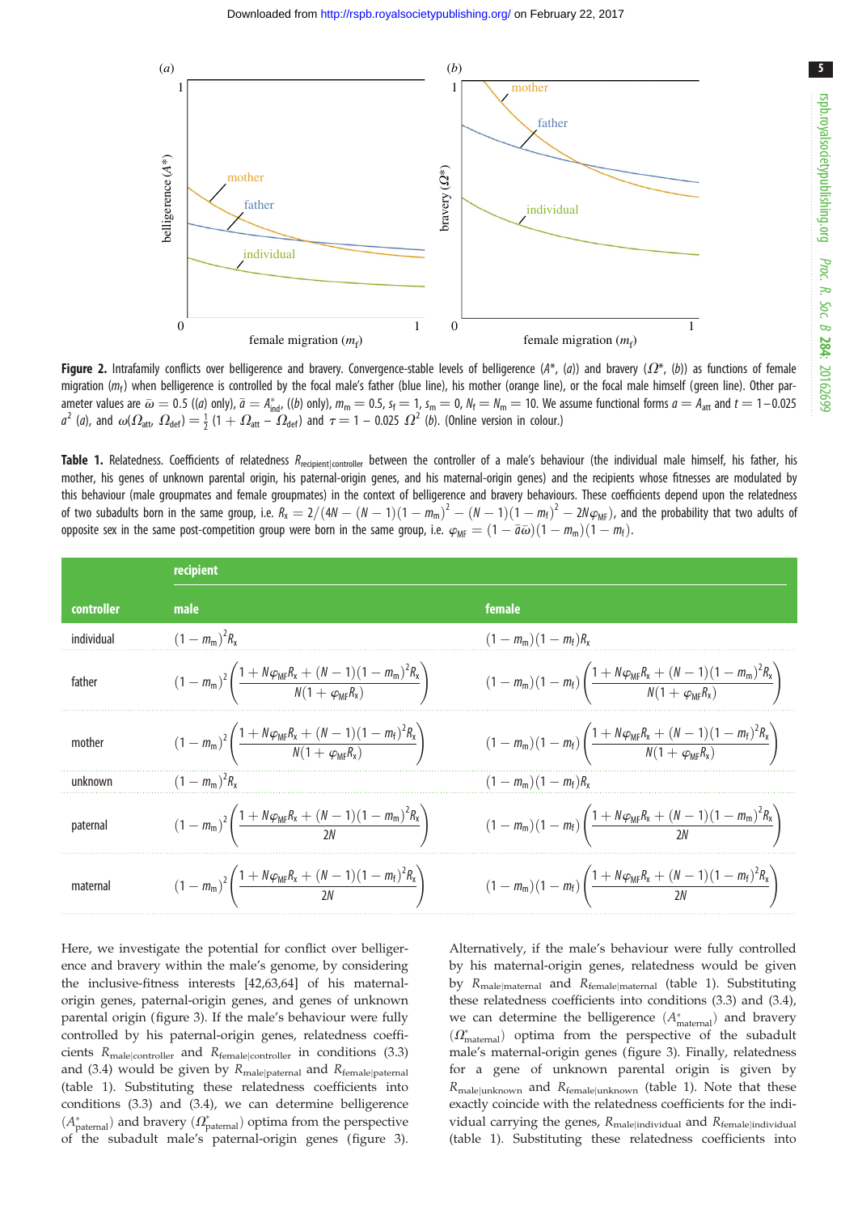**Figure 2.** Intrafamily conflicts over belligerence and bravery. Convergence-stable levels of belligerence ($A^*$, (*a*)) and bravery ($\Omega^*$, (*b*)) as functions of female migration ($m_f$) when belligerence is controlled by the focal male's father (blue line), his mother (orange line), or the focal male himself (green line). Other parameter values are $\bar{\omega} = 0.5$ ((*a*) only), $\bar{a} = A^*_{ind}$, ((*b*) only), $m_m = 0.5$, $s_f = 1$, $s_m = 0$, $N_f = N_m = 10$. We assume functional forms $a = A_{att}$ and $t = 1-0.025\ a^2$ (*a*), and $\omega(\Omega_{att}, \Omega_{def}) = \frac{1}{2}(1 + \Omega_{att} - \Omega_{def})$ and $\tau = 1 - 0.025\ \Omega^2$ (*b*). (Online version in colour.)

**Table 1.** Relatedness. Coefficients of relatedness $R_{recipient|controller}$ between the controller of a male's behaviour (the individual male himself, his father, his mother, his genes of unknown parental origin, his paternal-origin genes, and his maternal-origin genes) and the recipients whose fitnesses are modulated by this behaviour (male groupmates and female groupmates) in the context of belligerence and bravery behaviours. These coefficients depend upon the relatedness of two subadults born in the same group, i.e. $R_x = 2/(4N - (N-1)(1-m_m)^2 - (N-1)(1-m_f)^2 - 2N\varphi_{MF})$, and the probability that two adults of opposite sex in the same post-competition group were born in the same group, i.e. $\varphi_{MF} = (1 - \bar{a}\bar{\omega})(1-m_m)(1-m_f)$.

| controller | recipient: male | recipient: female |
|---|---|---|
| individual | $(1-m_m)^2 R_x$ | $(1-m_m)(1-m_f)R_x$ |
| father | $(1-m_m)^2\left(\dfrac{1+N\varphi_{MF}R_x+(N-1)(1-m_m)^2R_x}{N(1+\varphi_{MF}R_x)}\right)$ | $(1-m_m)(1-m_f)\left(\dfrac{1+N\varphi_{MF}R_x+(N-1)(1-m_m)^2R_x}{N(1+\varphi_{MF}R_x)}\right)$ |
| mother | $(1-m_m)^2\left(\dfrac{1+N\varphi_{MF}R_x+(N-1)(1-m_f)^2R_x}{N(1+\varphi_{MF}R_x)}\right)$ | $(1-m_m)(1-m_f)\left(\dfrac{1+N\varphi_{MF}R_x+(N-1)(1-m_f)^2R_x}{N(1+\varphi_{MF}R_x)}\right)$ |
| unknown | $(1-m_m)^2 R_x$ | $(1-m_m)(1-m_f)R_x$ |
| paternal | $(1-m_m)^2\left(\dfrac{1+N\varphi_{MF}R_x+(N-1)(1-m_m)^2R_x}{2N}\right)$ | $(1-m_m)(1-m_f)\left(\dfrac{1+N\varphi_{MF}R_x+(N-1)(1-m_m)^2R_x}{2N}\right)$ |
| maternal | $(1-m_m)^2\left(\dfrac{1+N\varphi_{MF}R_x+(N-1)(1-m_f)^2R_x}{2N}\right)$ | $(1-m_m)(1-m_f)\left(\dfrac{1+N\varphi_{MF}R_x+(N-1)(1-m_f)^2R_x}{2N}\right)$ |

Here, we investigate the potential for conflict over belligerence and bravery within the male's genome, by considering the inclusive-fitness interests [42,63,64] of his maternal-origin genes, paternal-origin genes, and genes of unknown parental origin (figure 3). If the male's behaviour were fully controlled by his paternal-origin genes, relatedness coefficients $R_{male|controller}$ and $R_{female|controller}$ in conditions (3.3) and (3.4) would be given by $R_{male|paternal}$ and $R_{female|paternal}$ (table 1). Substituting these relatedness coefficients into conditions (3.3) and (3.4), we can determine belligerence ($A^*_{paternal}$) and bravery ($\Omega^*_{paternal}$) optima from the perspective of the subadult male's paternal-origin genes (figure 3). Alternatively, if the male's behaviour were fully controlled by his maternal-origin genes, relatedness would be given by $R_{male|maternal}$ and $R_{female|maternal}$ (table 1). Substituting these relatedness coefficients into conditions (3.3) and (3.4), we can determine the belligerence ($A^*_{maternal}$) and bravery ($\Omega^*_{maternal}$) optima from the perspective of the subadult male's maternal-origin genes (figure 3). Finally, relatedness for a gene of unknown parental origin is given by $R_{male|unknown}$ and $R_{female|unknown}$ (table 1). Note that these exactly coincide with the relatedness coefficients for the individual carrying the genes, $R_{male|individual}$ and $R_{female|individual}$ (table 1). Substituting these relatedness coefficients into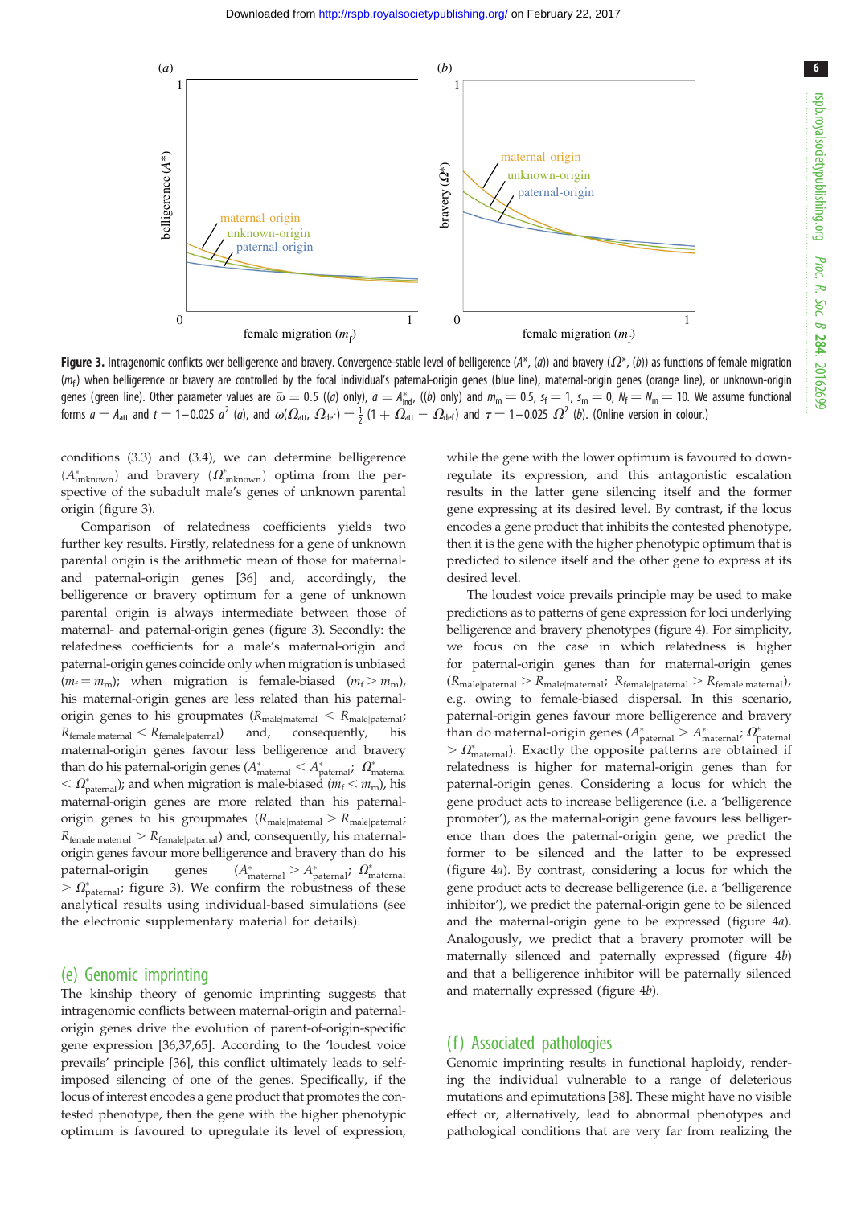**Figure 3.** Intragenomic conflicts over belligerence and bravery. Convergence-stable level of belligerence ($A^*$, (*a*)) and bravery ($\Omega^*$, (*b*)) as functions of female migration ($m_f$) when belligerence or bravery are controlled by the focal individual's paternal-origin genes (blue line), maternal-origin genes (orange line), or unknown-origin genes (green line). Other parameter values are $\bar{\omega} = 0.5$ ((*a*) only), $\bar{a} = A^*_{\text{ind}}$, ((*b*) only) and $m_m = 0.5$, $s_f = 1$, $s_m = 0$, $N_f = N_m = 10$. We assume functional forms $a = A_{\text{att}}$ and $t = 1 - 0.025\ a^2$ (*a*), and $\omega(\Omega_{\text{att}}, \Omega_{\text{def}}) = \frac{1}{2}\ (1 + \Omega_{\text{att}} - \Omega_{\text{def}})$ and $\tau = 1 - 0.025\ \Omega^2$ (*b*). (Online version in colour.)

conditions (3.3) and (3.4), we can determine belligerence ($A^*_{\text{unknown}}$) and bravery ($\Omega^*_{\text{unknown}}$) optima from the perspective of the subadult male's genes of unknown parental origin (figure 3).

Comparison of relatedness coefficients yields two further key results. Firstly, relatedness for a gene of unknown parental origin is the arithmetic mean of those for maternal- and paternal-origin genes [36] and, accordingly, the belligerence or bravery optimum for a gene of unknown parental origin is always intermediate between those of maternal- and paternal-origin genes (figure 3). Secondly: the relatedness coefficients for a male's maternal-origin and paternal-origin genes coincide only when migration is unbiased ($m_f = m_m$); when migration is female-biased ($m_f > m_m$), his maternal-origin genes are less related than his paternal-origin genes to his groupmates ($R_{\text{male|maternal}} < R_{\text{male|paternal}}$; $R_{\text{female|maternal}} < R_{\text{female|paternal}}$) and, consequently, his maternal-origin genes favour less belligerence and bravery than do his paternal-origin genes ($A^*_{\text{maternal}} < A^*_{\text{paternal}}$; $\Omega^*_{\text{maternal}} < \Omega^*_{\text{paternal}}$); and when migration is male-biased ($m_f < m_m$), his maternal-origin genes are more related than his paternal-origin genes to his groupmates ($R_{\text{male|maternal}} > R_{\text{male|paternal}}$; $R_{\text{female|maternal}} > R_{\text{female|paternal}}$) and, consequently, his maternal-origin genes favour more belligerence and bravery than do his paternal-origin genes ($A^*_{\text{maternal}} > A^*_{\text{paternal}}$; $\Omega^*_{\text{maternal}} > \Omega^*_{\text{paternal}}$; figure 3). We confirm the robustness of these analytical results using individual-based simulations (see the electronic supplementary material for details).

## (e) Genomic imprinting

The kinship theory of genomic imprinting suggests that intragenomic conflicts between maternal-origin and paternal-origin genes drive the evolution of parent-of-origin-specific gene expression [36,37,65]. According to the 'loudest voice prevails' principle [36], this conflict ultimately leads to self-imposed silencing of one of the genes. Specifically, if the locus of interest encodes a gene product that promotes the contested phenotype, then the gene with the higher phenotypic optimum is favoured to upregulate its level of expression, while the gene with the lower optimum is favoured to down-regulate its expression, and this antagonistic escalation results in the latter gene silencing itself and the former gene expressing at its desired level. By contrast, if the locus encodes a gene product that inhibits the contested phenotype, then it is the gene with the higher phenotypic optimum that is predicted to silence itself and the other gene to express at its desired level.

The loudest voice prevails principle may be used to make predictions as to patterns of gene expression for loci underlying belligerence and bravery phenotypes (figure 4). For simplicity, we focus on the case in which relatedness is higher for paternal-origin genes than for maternal-origin genes ($R_{\text{male|paternal}} > R_{\text{male|maternal}}$; $R_{\text{female|paternal}} > R_{\text{female|maternal}}$), e.g. owing to female-biased dispersal. In this scenario, paternal-origin genes favour more belligerence and bravery than do maternal-origin genes ($A^*_{\text{paternal}} > A^*_{\text{maternal}}$; $\Omega^*_{\text{paternal}} > \Omega^*_{\text{maternal}}$). Exactly the opposite patterns are obtained if relatedness is higher for maternal-origin genes than for paternal-origin genes. Considering a locus for which the gene product acts to increase belligerence (i.e. a 'belligerence promoter'), as the maternal-origin gene favours less belligerence than does the paternal-origin gene, we predict the former to be silenced and the latter to be expressed (figure 4*a*). By contrast, considering a locus for which the gene product acts to decrease belligerence (i.e. a 'belligerence inhibitor'), we predict the paternal-origin gene to be silenced and the maternal-origin gene to be expressed (figure 4*a*). Analogously, we predict that a bravery promoter will be maternally silenced and paternally expressed (figure 4*b*) and that a belligerence inhibitor will be paternally silenced and maternally expressed (figure 4*b*).

## (f) Associated pathologies

Genomic imprinting results in functional haploidy, rendering the individual vulnerable to a range of deleterious mutations and epimutations [38]. These might have no visible effect or, alternatively, lead to abnormal phenotypes and pathological conditions that are very far from realizing the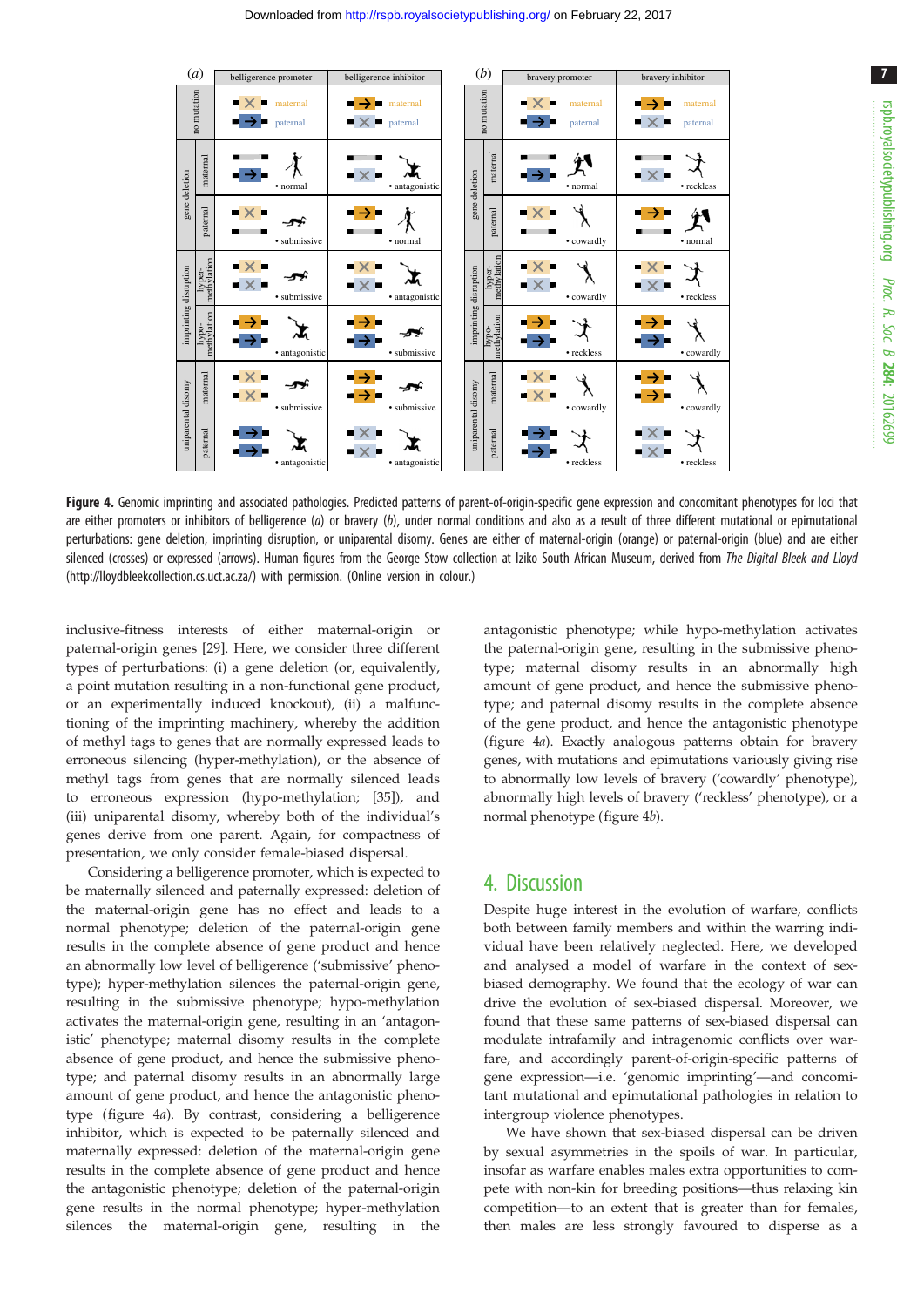**Figure 4.** Genomic imprinting and associated pathologies. Predicted patterns of parent-of-origin-specific gene expression and concomitant phenotypes for loci that are either promoters or inhibitors of belligerence (*a*) or bravery (*b*), under normal conditions and also as a result of three different mutational or epimutational perturbations: gene deletion, imprinting disruption, or uniparental disomy. Genes are either of maternal-origin (orange) or paternal-origin (blue) and are either silenced (crosses) or expressed (arrows). Human figures from the George Stow collection at Iziko South African Museum, derived from *The Digital Bleek and Lloyd* (http://lloydbleekcollection.cs.uct.ac.za/) with permission. (Online version in colour.)

inclusive-fitness interests of either maternal-origin or paternal-origin genes [29]. Here, we consider three different types of perturbations: (i) a gene deletion (or, equivalently, a point mutation resulting in a non-functional gene product, or an experimentally induced knockout), (ii) a malfunctioning of the imprinting machinery, whereby the addition of methyl tags to genes that are normally expressed leads to erroneous silencing (hyper-methylation), or the absence of methyl tags from genes that are normally silenced leads to erroneous expression (hypo-methylation; [35]), and (iii) uniparental disomy, whereby both of the individual's genes derive from one parent. Again, for compactness of presentation, we only consider female-biased dispersal.

Considering a belligerence promoter, which is expected to be maternally silenced and paternally expressed: deletion of the maternal-origin gene has no effect and leads to a normal phenotype; deletion of the paternal-origin gene results in the complete absence of gene product and hence an abnormally low level of belligerence ('submissive' phenotype); hyper-methylation silences the paternal-origin gene, resulting in the submissive phenotype; hypo-methylation activates the maternal-origin gene, resulting in an 'antagonistic' phenotype; maternal disomy results in the complete absence of gene product, and hence the submissive phenotype; and paternal disomy results in an abnormally large amount of gene product, and hence the antagonistic phenotype (figure 4*a*). By contrast, considering a belligerence inhibitor, which is expected to be paternally silenced and maternally expressed: deletion of the maternal-origin gene results in the complete absence of gene product and hence the antagonistic phenotype; deletion of the paternal-origin gene results in the normal phenotype; hyper-methylation silences the maternal-origin gene, resulting in the antagonistic phenotype; while hypo-methylation activates the paternal-origin gene, resulting in the submissive phenotype; maternal disomy results in an abnormally high amount of gene product, and hence the submissive phenotype; and paternal disomy results in the complete absence of the gene product, and hence the antagonistic phenotype (figure 4*a*). Exactly analogous patterns obtain for bravery genes, with mutations and epimutations variously giving rise to abnormally low levels of bravery ('cowardly' phenotype), abnormally high levels of bravery ('reckless' phenotype), or a normal phenotype (figure 4*b*).

## 4. Discussion

Despite huge interest in the evolution of warfare, conflicts both between family members and within the warring individual have been relatively neglected. Here, we developed and analysed a model of warfare in the context of sex-biased demography. We found that the ecology of war can drive the evolution of sex-biased dispersal. Moreover, we found that these same patterns of sex-biased dispersal can modulate intrafamily and intragenomic conflicts over warfare, and accordingly parent-of-origin-specific patterns of gene expression—i.e. 'genomic imprinting'—and concomitant mutational and epimutational pathologies in relation to intergroup violence phenotypes.

We have shown that sex-biased dispersal can be driven by sexual asymmetries in the spoils of war. In particular, insofar as warfare enables males extra opportunities to compete with non-kin for breeding positions—thus relaxing kin competition—to an extent that is greater than for females, then males are less strongly favoured to disperse as a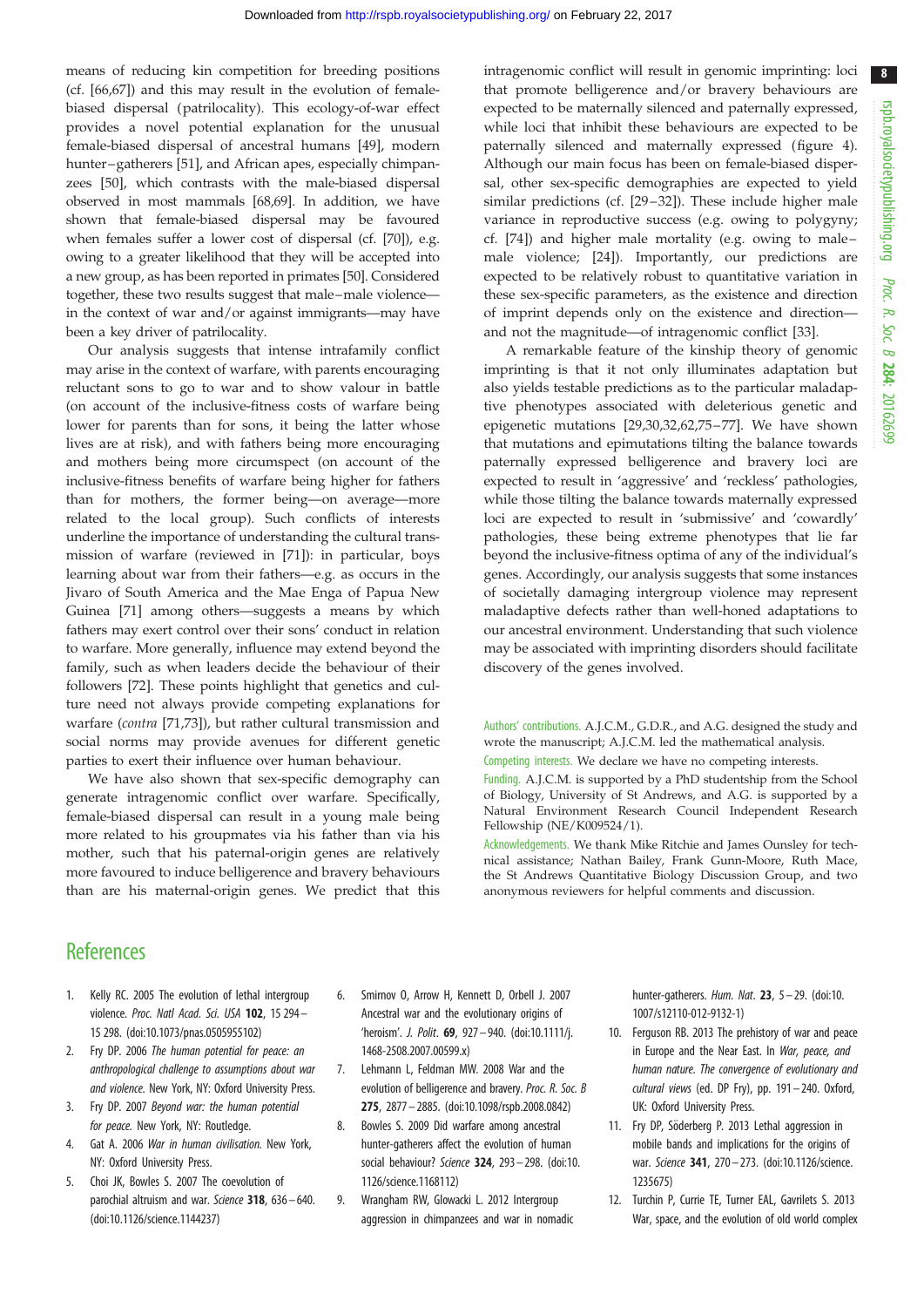means of reducing kin competition for breeding positions (cf. [66,67]) and this may result in the evolution of female-biased dispersal (patrilocality). This ecology-of-war effect provides a novel potential explanation for the unusual female-biased dispersal of ancestral humans [49], modern hunter–gatherers [51], and African apes, especially chimpanzees [50], which contrasts with the male-biased dispersal observed in most mammals [68,69]. In addition, we have shown that female-biased dispersal may be favoured when females suffer a lower cost of dispersal (cf. [70]), e.g. owing to a greater likelihood that they will be accepted into a new group, as has been reported in primates [50]. Considered together, these two results suggest that male–male violence—in the context of war and/or against immigrants—may have been a key driver of patrilocality.

Our analysis suggests that intense intrafamily conflict may arise in the context of warfare, with parents encouraging reluctant sons to go to war and to show valour in battle (on account of the inclusive-fitness costs of warfare being lower for parents than for sons, it being the latter whose lives are at risk), and with fathers being more encouraging and mothers being more circumspect (on account of the inclusive-fitness benefits of warfare being higher for fathers than for mothers, the former being—on average—more related to the local group). Such conflicts of interests underline the importance of understanding the cultural transmission of warfare (reviewed in [71]): in particular, boys learning about war from their fathers—e.g. as occurs in the Jivaro of South America and the Mae Enga of Papua New Guinea [71] among others—suggests a means by which fathers may exert control over their sons' conduct in relation to warfare. More generally, influence may extend beyond the family, such as when leaders decide the behaviour of their followers [72]. These points highlight that genetics and culture need not always provide competing explanations for warfare (*contra* [71,73]), but rather cultural transmission and social norms may provide avenues for different genetic parties to exert their influence over human behaviour.

We have also shown that sex-specific demography can generate intragenomic conflict over warfare. Specifically, female-biased dispersal can result in a young male being more related to his groupmates via his father than via his mother, such that his paternal-origin genes are relatively more favoured to induce belligerence and bravery behaviours than are his maternal-origin genes. We predict that this intragenomic conflict will result in genomic imprinting: loci that promote belligerence and/or bravery behaviours are expected to be maternally silenced and paternally expressed, while loci that inhibit these behaviours are expected to be paternally silenced and maternally expressed (figure 4). Although our main focus has been on female-biased dispersal, other sex-specific demographies are expected to yield similar predictions (cf. [29–32]). These include higher male variance in reproductive success (e.g. owing to polygyny; cf. [74]) and higher male mortality (e.g. owing to male–male violence; [24]). Importantly, our predictions are expected to be relatively robust to quantitative variation in these sex-specific parameters, as the existence and direction of imprint depends only on the existence and direction—and not the magnitude—of intragenomic conflict [33].

A remarkable feature of the kinship theory of genomic imprinting is that it not only illuminates adaptation but also yields testable predictions as to the particular maladaptive phenotypes associated with deleterious genetic and epigenetic mutations [29,30,32,62,75–77]. We have shown that mutations and epimutations tilting the balance towards paternally expressed belligerence and bravery loci are expected to result in 'aggressive' and 'reckless' pathologies, while those tilting the balance towards maternally expressed loci are expected to result in 'submissive' and 'cowardly' pathologies, these being extreme phenotypes that lie far beyond the inclusive-fitness optima of any of the individual's genes. Accordingly, our analysis suggests that some instances of societally damaging intergroup violence may represent maladaptive defects rather than well-honed adaptations to our ancestral environment. Understanding that such violence may be associated with imprinting disorders should facilitate discovery of the genes involved.

Authors' contributions. A.J.C.M., G.D.R., and A.G. designed the study and wrote the manuscript; A.J.C.M. led the mathematical analysis.

Competing interests. We declare we have no competing interests.

Funding. A.J.C.M. is supported by a PhD studentship from the School of Biology, University of St Andrews, and A.G. is supported by a Natural Environment Research Council Independent Research Fellowship (NE/K009524/1).

Acknowledgements. We thank Mike Ritchie and James Ounsley for technical assistance; Nathan Bailey, Frank Gunn-Moore, Ruth Mace, the St Andrews Quantitative Biology Discussion Group, and two anonymous reviewers for helpful comments and discussion.

## References

1. Kelly RC. 2005 The evolution of lethal intergroup violence. *Proc. Natl Acad. Sci. USA* **102**, 15 294–15 298. (doi:10.1073/pnas.0505955102)
2. Fry DP. 2006 *The human potential for peace: an anthropological challenge to assumptions about war and violence*. New York, NY: Oxford University Press.
3. Fry DP. 2007 *Beyond war: the human potential for peace*. New York, NY: Routledge.
4. Gat A. 2006 *War in human civilisation*. New York, NY: Oxford University Press.
5. Choi JK, Bowles S. 2007 The coevolution of parochial altruism and war. *Science* **318**, 636–640. (doi:10.1126/science.1144237)
6. Smirnov O, Arrow H, Kennett D, Orbell J. 2007 Ancestral war and the evolutionary origins of 'heroism'. *J. Polit.* **69**, 927–940. (doi:10.1111/j.1468-2508.2007.00599.x)
7. Lehmann L, Feldman MW. 2008 War and the evolution of belligerence and bravery. *Proc. R. Soc. B* **275**, 2877–2885. (doi:10.1098/rspb.2008.0842)
8. Bowles S. 2009 Did warfare among ancestral hunter-gatherers affect the evolution of human social behaviour? *Science* **324**, 293–298. (doi:10.1126/science.1168112)
9. Wrangham RW, Glowacki L. 2012 Intergroup aggression in chimpanzees and war in nomadic hunter-gatherers. *Hum. Nat.* **23**, 5–29. (doi:10.1007/s12110-012-9132-1)
10. Ferguson RB. 2013 The prehistory of war and peace in Europe and the Near East. In *War, peace, and human nature. The convergence of evolutionary and cultural views* (ed. DP Fry), pp. 191–240. Oxford, UK: Oxford University Press.
11. Fry DP, Söderberg P. 2013 Lethal aggression in mobile bands and implications for the origins of war. *Science* **341**, 270–273. (doi:10.1126/science.1235675)
12. Turchin P, Currie TE, Turner EAL, Gavrilets S. 2013 War, space, and the evolution of old world complex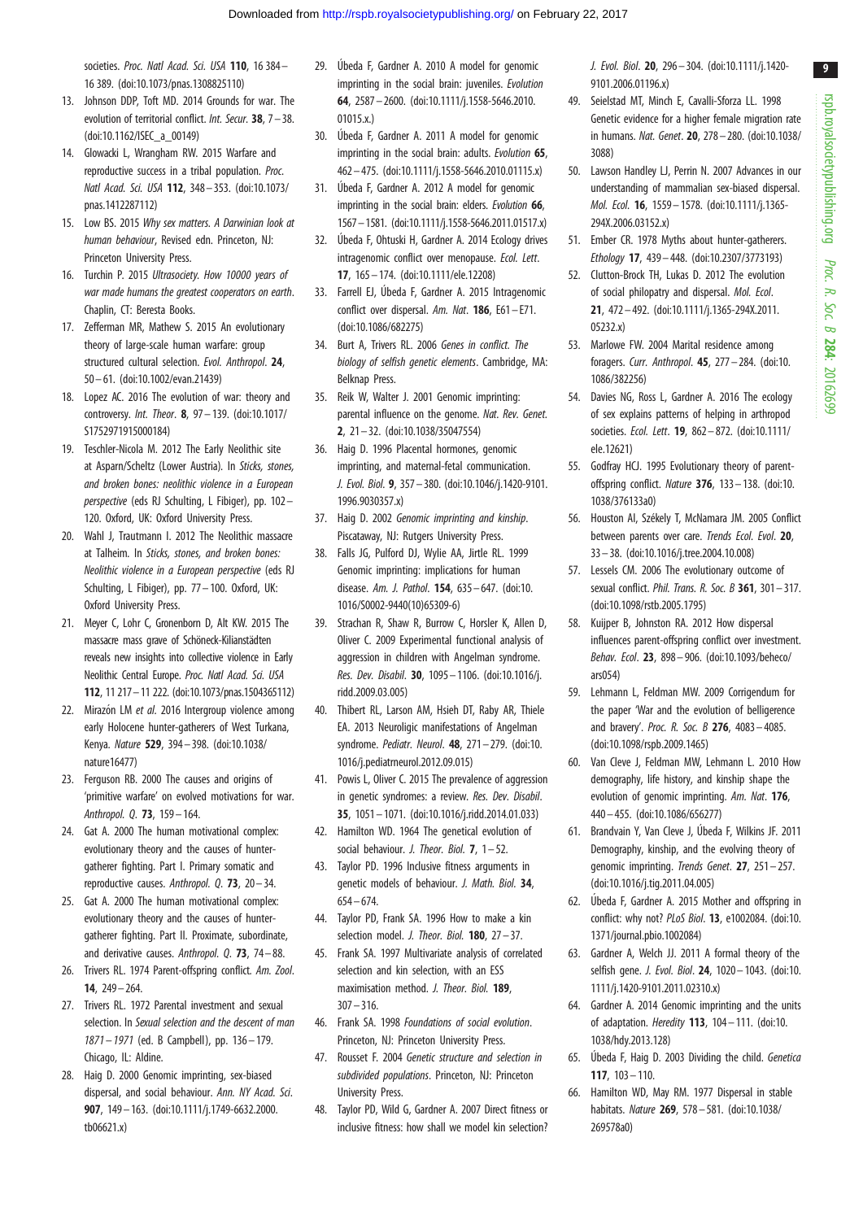societies. *Proc. Natl Acad. Sci. USA* **110**, 16 384–16 389. (doi:10.1073/pnas.1308825110)

13. Johnson DDP, Toft MD. 2014 Grounds for war. The evolution of territorial conflict. *Int. Secur.* **38**, 7–38. (doi:10.1162/ISEC_a_00149)
14. Glowacki L, Wrangham RW. 2015 Warfare and reproductive success in a tribal population. *Proc. Natl Acad. Sci. USA* **112**, 348–353. (doi:10.1073/pnas.1412287112)
15. Low BS. 2015 *Why sex matters. A Darwinian look at human behaviour*, Revised edn. Princeton, NJ: Princeton University Press.
16. Turchin P. 2015 *Ultrasociety. How 10000 years of war made humans the greatest cooperators on earth*. Chaplin, CT: Beresta Books.
17. Zefferman MR, Mathew S. 2015 An evolutionary theory of large-scale human warfare: group structured cultural selection. *Evol. Anthropol.* **24**, 50–61. (doi:10.1002/evan.21439)
18. Lopez AC. 2016 The evolution of war: theory and controversy. *Int. Theor.* **8**, 97–139. (doi:10.1017/S1752971915000184)
19. Teschler-Nicola M. 2012 The Early Neolithic site at Asparn/Schletz (Lower Austria). In *Sticks, stones, and broken bones: neolithic violence in a European perspective* (eds RJ Schulting, L Fibiger), pp. 102–120. Oxford, UK: Oxford University Press.
20. Wahl J, Trautmann I. 2012 The Neolithic massacre at Talheim. In *Sticks, stones, and broken bones: Neolithic violence in a European perspective* (eds RJ Schulting, L Fibiger), pp. 77–100. Oxford, UK: Oxford University Press.
21. Meyer C, Lohr C, Gronenborn D, Alt KW. 2015 The massacre mass grave of Schöneck-Kilianstädten reveals new insights into collective violence in Early Neolithic Central Europe. *Proc. Natl Acad. Sci. USA* **112**, 11 217–11 222. (doi:10.1073/pnas.1504365112)
22. Mirazón LM *et al.* 2016 Intergroup violence among early Holocene hunter-gatherers of West Turkana, Kenya. *Nature* **529**, 394–398. (doi:10.1038/nature16477)
23. Ferguson RB. 2000 The causes and origins of 'primitive warfare' on evolved motivations for war. *Anthropol. Q.* **73**, 159–164.
24. Gat A. 2000 The human motivational complex: evolutionary theory and the causes of hunter-gatherer fighting. Part I. Primary somatic and reproductive causes. *Anthropol. Q.* **73**, 20–34.
25. Gat A. 2000 The human motivational complex: evolutionary theory and the causes of hunter-gatherer fighting. Part II. Proximate, subordinate, and derivative causes. *Anthropol. Q.* **73**, 74–88.
26. Trivers RL. 1974 Parent-offspring conflict. *Am. Zool.* **14**, 249–264.
27. Trivers RL. 1972 Parental investment and sexual selection. In *Sexual selection and the descent of man 1871–1971* (ed. B Campbell), pp. 136–179. Chicago, IL: Aldine.
28. Haig D. 2000 Genomic imprinting, sex-biased dispersal, and social behaviour. *Ann. NY Acad. Sci.* **907**, 149–163. (doi:10.1111/j.1749-6632.2000.tb06621.x)
29. Úbeda F, Gardner A. 2010 A model for genomic imprinting in the social brain: juveniles. *Evolution* **64**, 2587–2600. (doi:10.1111/j.1558-5646.2010.01015.x.)
30. Úbeda F, Gardner A. 2011 A model for genomic imprinting in the social brain: adults. *Evolution* **65**, 462–475. (doi:10.1111/j.1558-5646.2010.01115.x)
31. Úbeda F, Gardner A. 2012 A model for genomic imprinting in the social brain: elders. *Evolution* **66**, 1567–1581. (doi:10.1111/j.1558-5646.2011.01517.x)
32. Úbeda F, Ohtsuki H, Gardner A. 2014 Ecology drives intragenomic conflict over menopause. *Ecol. Lett.* **17**, 165–174. (doi:10.1111/ele.12208)
33. Farrell EJ, Úbeda F, Gardner A. 2015 Intragenomic conflict over dispersal. *Am. Nat.* **186**, E61–E71. (doi:10.1086/682275)
34. Burt A, Trivers RL. 2006 *Genes in conflict. The biology of selfish genetic elements*. Cambridge, MA: Belknap Press.
35. Reik W, Walter J. 2001 Genomic imprinting: parental influence on the genome. *Nat. Rev. Genet.* **2**, 21–32. (doi:10.1038/35047554)
36. Haig D. 1996 Placental hormones, genomic imprinting, and maternal-fetal communication. *J. Evol. Biol.* **9**, 357–380. (doi:10.1046/j.1420-9101.1996.9030357.x)
37. Haig D. 2002 *Genomic imprinting and kinship*. Piscataway, NJ: Rutgers University Press.
38. Falls JG, Pulford DJ, Wylie AA, Jirtle RL. 1999 Genomic imprinting: implications for human disease. *Am. J. Pathol.* **154**, 635–647. (doi:10.1016/S0002-9440(10)65309-6)
39. Strachan R, Shaw R, Burrow C, Horsler K, Allen D, Oliver C. 2009 Experimental functional analysis of aggression in children with Angelman syndrome. *Res. Dev. Disabil.* **30**, 1095–1106. (doi:10.1016/j.ridd.2009.03.005)
40. Thibert RL, Larson AM, Hsieh DT, Raby AR, Thiele EA. 2013 Neurologic manifestations of Angelman syndrome. *Pediatr. Neurol.* **48**, 271–279. (doi:10.1016/j.pediatrneurol.2012.09.015)
41. Powis L, Oliver C. 2015 The prevalence of aggression in genetic syndromes: a review. *Res. Dev. Disabil.* **35**, 1051–1071. (doi:10.1016/j.ridd.2014.01.033)
42. Hamilton WD. 1964 The genetical evolution of social behaviour. *J. Theor. Biol.* **7**, 1–52.
43. Taylor PD. 1996 Inclusive fitness arguments in genetic models of behaviour. *J. Math. Biol.* **34**, 654–674.
44. Taylor PD, Frank SA. 1996 How to make a kin selection model. *J. Theor. Biol.* **180**, 27–37.
45. Frank SA. 1997 Multivariate analysis of correlated selection and kin selection, with an ESS maximisation method. *J. Theor. Biol.* **189**, 307–316.
46. Frank SA. 1998 *Foundations of social evolution*. Princeton, NJ: Princeton University Press.
47. Rousset F. 2004 *Genetic structure and selection in subdivided populations*. Princeton, NJ: Princeton University Press.
48. Taylor PD, Wild G, Gardner A. 2007 Direct fitness or inclusive fitness: how shall we model kin selection? *J. Evol. Biol.* **20**, 296–304. (doi:10.1111/j.1420-9101.2006.01196.x)
49. Seielstad MT, Minch E, Cavalli-Sforza LL. 1998 Genetic evidence for a higher female migration rate in humans. *Nat. Genet.* **20**, 278–280. (doi:10.1038/3088)
50. Lawson Handley LJ, Perrin N. 2007 Advances in our understanding of mammalian sex-biased dispersal. *Mol. Ecol.* **16**, 1559–1578. (doi:10.1111/j.1365-294X.2006.03152.x)
51. Ember CR. 1978 Myths about hunter-gatherers. *Ethology* **17**, 439–448. (doi:10.2307/3773193)
52. Clutton-Brock TH, Lukas D. 2012 The evolution of social philopatry and dispersal. *Mol. Ecol.* **21**, 472–492. (doi:10.1111/j.1365-294X.2011.05232.x)
53. Marlowe FW. 2004 Marital residence among foragers. *Curr. Anthropol.* **45**, 277–284. (doi:10.1086/382256)
54. Davies NG, Ross L, Gardner A. 2016 The ecology of sex explains patterns of helping in arthropod societies. *Ecol. Lett.* **19**, 862–872. (doi:10.1111/ele.12621)
55. Godfray HCJ. 1995 Evolutionary theory of parent-offspring conflict. *Nature* **376**, 133–138. (doi:10.1038/376133a0)
56. Houston AI, Székely T, McNamara JM. 2005 Conflict between parents over care. *Trends Ecol. Evol.* **20**, 33–38. (doi:10.1016/j.tree.2004.10.008)
57. Lessels CM. 2006 The evolutionary outcome of sexual conflict. *Phil. Trans. R. Soc. B* **361**, 301–317. (doi:10.1098/rstb.2005.1795)
58. Kuijper B, Johnston RA. 2012 How dispersal influences parent-offspring conflict over investment. *Behav. Ecol.* **23**, 898–906. (doi:10.1093/beheco/ars054)
59. Lehmann L, Feldman MW. 2009 Corrigendum for the paper 'War and the evolution of belligerence and bravery'. *Proc. R. Soc. B* **276**, 4083–4085. (doi:10.1098/rspb.2009.1465)
60. Van Cleve J, Feldman MW, Lehmann L. 2010 How demography, life history, and kinship shape the evolution of genomic imprinting. *Am. Nat.* **176**, 440–455. (doi:10.1086/656277)
61. Brandvain Y, Van Cleve J, Úbeda F, Wilkins JF. 2011 Demography, kinship, and the evolving theory of genomic imprinting. *Trends Genet.* **27**, 251–257. (doi:10.1016/j.tig.2011.04.005)
62. Úbeda F, Gardner A. 2015 Mother and offspring in conflict: why not? *PLoS Biol.* **13**, e1002084. (doi:10.1371/journal.pbio.1002084)
63. Gardner A, Welch JJ. 2011 A formal theory of the selfish gene. *J. Evol. Biol.* **24**, 1020–1043. (doi:10.1111/j.1420-9101.2011.02310.x)
64. Gardner A. 2014 Genomic imprinting and the units of adaptation. *Heredity* **113**, 104–111. (doi:10.1038/hdy.2013.128)
65. Úbeda F, Haig D. 2003 Dividing the child. *Genetica* **117**, 103–110.
66. Hamilton WD, May RM. 1977 Dispersal in stable habitats. *Nature* **269**, 578–581. (doi:10.1038/269578a0)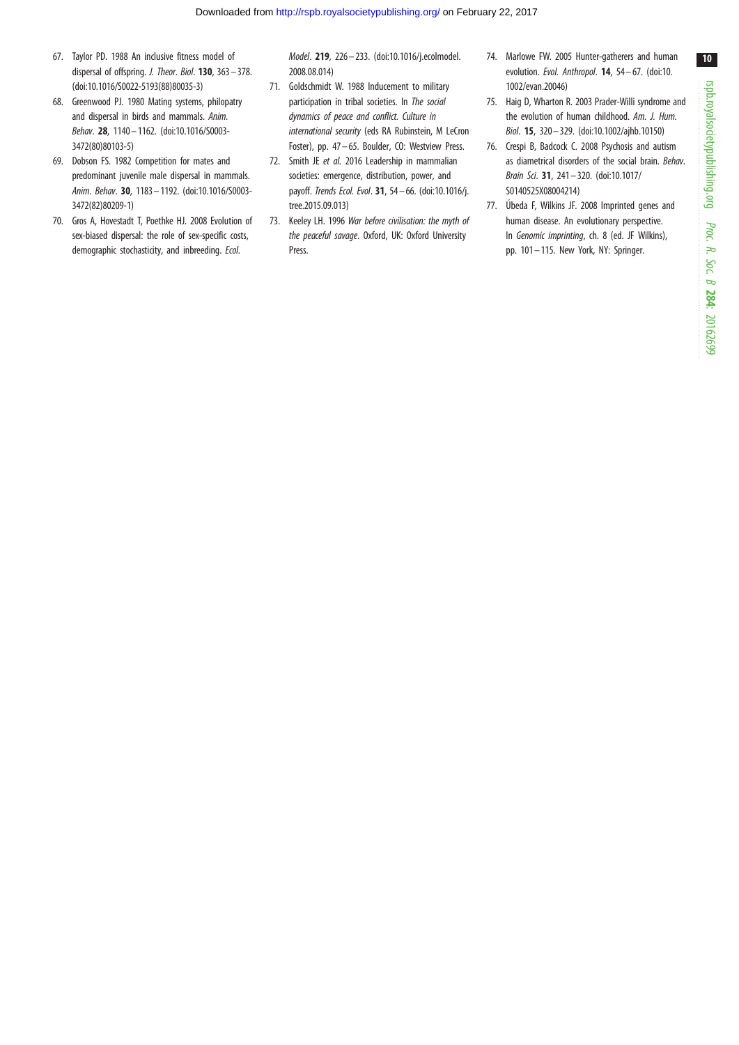67. Taylor PD. 1988 An inclusive fitness model of dispersal of offspring. *J. Theor. Biol*. **130**, 363–378. (doi:10.1016/S0022-5193(88)80035-3)
68. Greenwood PJ. 1980 Mating systems, philopatry and dispersal in birds and mammals. *Anim. Behav*. **28**, 1140–1162. (doi:10.1016/S0003-3472(80)80103-5)
69. Dobson FS. 1982 Competition for mates and predominant juvenile male dispersal in mammals. *Anim. Behav*. **30**, 1183–1192. (doi:10.1016/S0003-3472(82)80209-1)
70. Gros A, Hovestadt T, Poethke HJ. 2008 Evolution of sex-biased dispersal: the role of sex-specific costs, demographic stochasticity, and inbreeding. *Ecol. Model*. **219**, 226–233. (doi:10.1016/j.ecolmodel.2008.08.014)
71. Goldschmidt W. 1988 Inducement to military participation in tribal societies. In *The social dynamics of peace and conflict. Culture in international security* (eds RA Rubinstein, M LeCron Foster), pp. 47–65. Boulder, CO: Westview Press.
72. Smith JE *et al.* 2016 Leadership in mammalian societies: emergence, distribution, power, and payoff. *Trends Ecol. Evol*. **31**, 54–66. (doi:10.1016/j.tree.2015.09.013)
73. Keeley LH. 1996 *War before civilisation: the myth of the peaceful savage*. Oxford, UK: Oxford University Press.
74. Marlowe FW. 2005 Hunter-gatherers and human evolution. *Evol. Anthropol*. **14**, 54–67. (doi:10.1002/evan.20046)
75. Haig D, Wharton R. 2003 Prader-Willi syndrome and the evolution of human childhood. *Am. J. Hum. Biol*. **15**, 320–329. (doi:10.1002/ajhb.10150)
76. Crespi B, Badcock C. 2008 Psychosis and autism as diametrical disorders of the social brain. *Behav. Brain Sci*. **31**, 241–320. (doi:10.1017/S0140525X08004214)
77. Úbeda F, Wilkins JF. 2008 Imprinted genes and human disease. An evolutionary perspective. In *Genomic imprinting*, ch. 8 (ed. JF Wilkins), pp. 101–115. New York, NY: Springer.